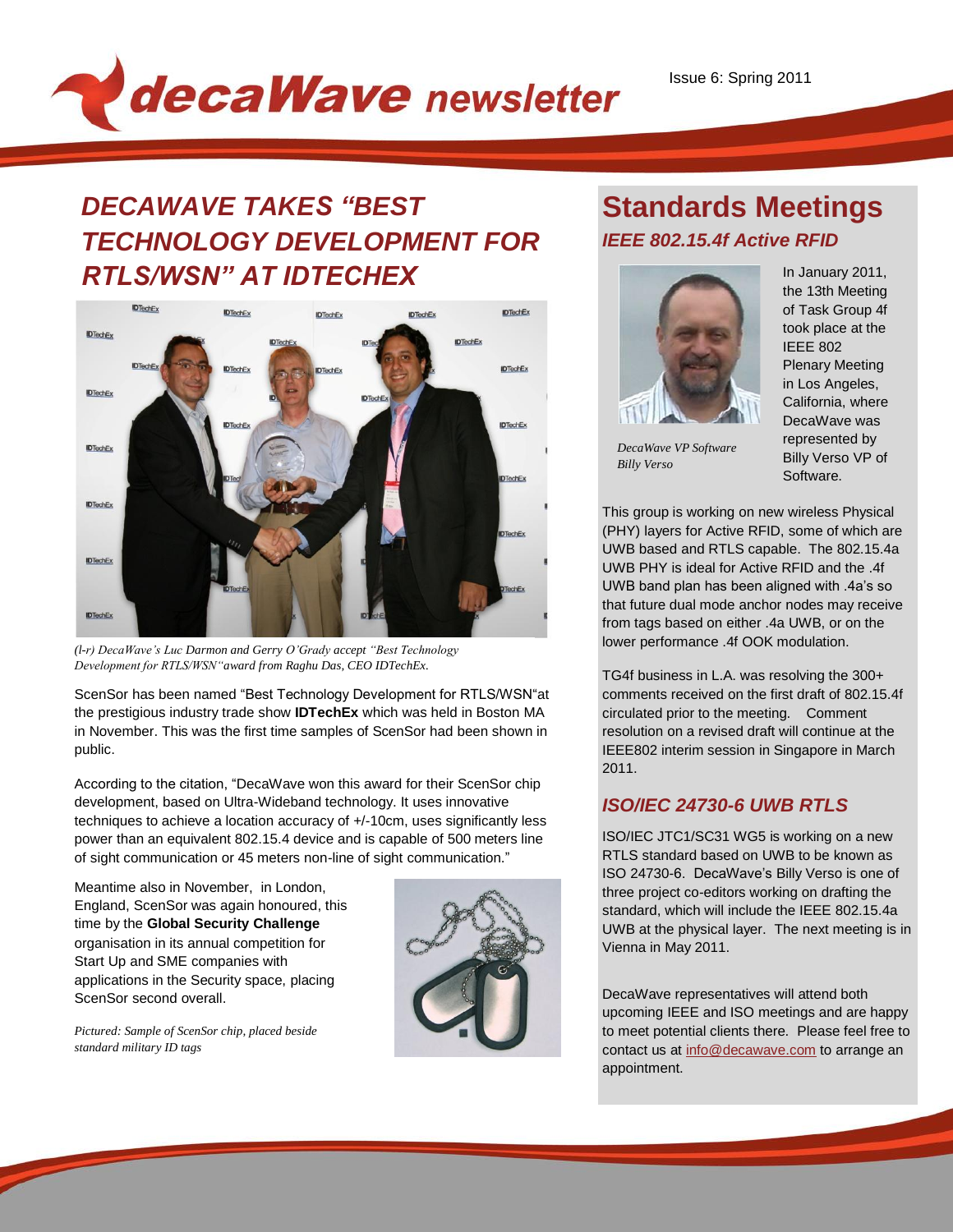# decaWave newsletter

Issue 6: Spring 2011

## DECAWAVE TAKES "BEST TECHNOLOGY DEVELOPMENT FOR RTLS/WSN" AT IDTECHEX

*(l-r) DecaWave's Luc Darmon and Gerry O'Grady accept "Best Technology Development for RTLS/WSN" award from Raghu Das, CEO IDTechEx.*

ScenSor has been named "Best Technology Development for RTLS/WSN"at the prestigious industry trade show **IDTechEx** which was held in Boston MA in November. This was the first time samples of ScenSor had been shown in public.

According to the citation, "DecaWave won this award for their ScenSor chip development, based on Ultra-Wideband technology. It uses innovative techniques to achieve a location accuracy of +/-10cm, uses significantly less power than an equivalent 802.15.4 device and is capable of 500 meters line of sight communication or 45 meters non-line of sight communication."

Meantime also in November, in London, England, ScenSor was again honoured, this time by the **Global Security Challenge** organisation in its annual competition for Start Up and SME companies with applications in the Security space, placing ScenSor second overall.

*Pictured: Sample of ScenSor chip, placed beside standard military ID tags*

## Standards Meetings

### *IEEE 802.15.4f Active RFID*

*DecaWave VP Software Billy Verso*

In January 2011, the 13th Meeting of Task Group 4f took place at the IEEE 802 Plenary Meeting in Los Angeles, California, where DecaWave was represented by Billy Verso VP of Software.

This group is working on new wireless Physical (PHY) layers for Active RFID, some of which are UWB based and RTLS capable. The 802.15.4a UWB PHY is ideal for Active RFID and the .4f UWB band plan has been aligned with .4a's so that future dual mode anchor nodes may receive from tags based on either .4a UWB, or on the lower performance .4f OOK modulation.

TG4f business in L.A. was resolving the 300+ comments received on the first draft of 802.15.4f circulated prior to the meeting. Comment resolution on a revised draft will continue at the IEEE802 interim session in Singapore in March 2011.

### *ISO/IEC 24730-6 UWB RTLS*

ISO/IEC JTC1/SC31 WG5 is working on a new RTLS standard based on UWB to be known as ISO 24730-6. DecaWave's Billy Verso is one of three project co-editors working on drafting the standard, which will include the IEEE 802.15.4a UWB at the physical layer. The next meeting is in Vienna in May 2011.

DecaWave representatives will attend both upcoming IEEE and ISO meetings and are happy to meet potential clients there. Please feel free to contact us at info@decawave.com to arrange an appointment.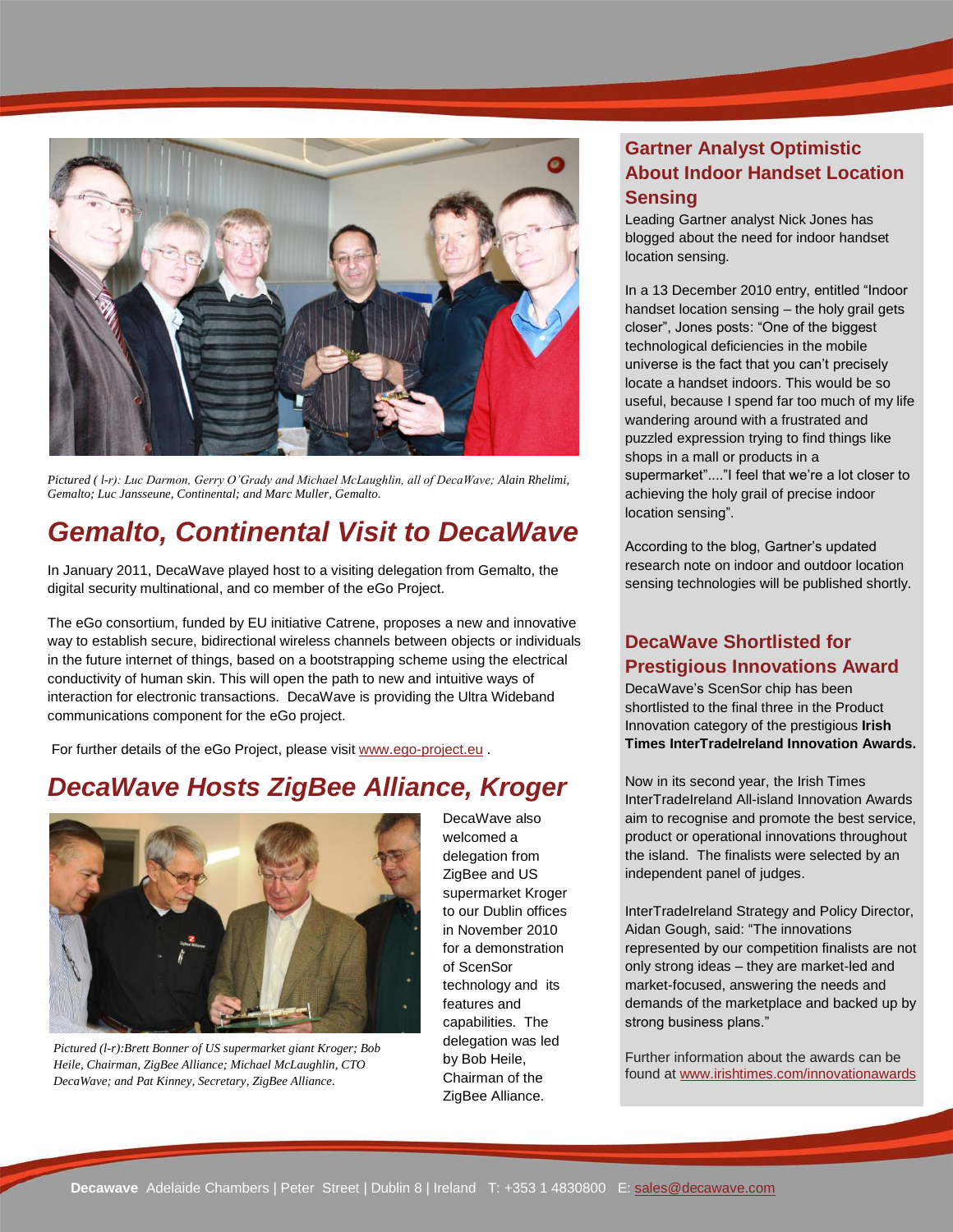*Pictured ( l-r): Luc Darmon, Gerry O'Grady and Michael McLaughlin, all of DecaWave; Alain Rhelimi, Gemalto; Luc Jansseune, Continental; and Marc Muller, Gemalto.*

## Gemalto, Continental Visit to DecaWave

In January 2011, DecaWave played host to a visiting delegation from Gemalto, the digital security multinational, and co member of the eGo Project.

The eGo consortium, funded by EU initiative Catrene, proposes a new and innovative way to establish secure, bidirectional wireless channels between objects or individuals in the future internet of things, based on a bootstrapping scheme using the electrical conductivity of human skin. This will open the path to new and intuitive ways of interaction for electronic transactions. DecaWave is providing the Ultra Wideband communications component for the eGo project.

For further details of the eGo Project, please visit www.ego-project.eu .

## DecaWave Hosts ZigBee Alliance, Kroger

*Pictured (l-r):Brett Bonner of US supermarket giant Kroger; Bob Heile, Chairman, ZigBee Alliance; Michael McLaughlin, CTO DecaWave; and Pat Kinney, Secretary, ZigBee Alliance.*

DecaWave also welcomed a delegation from ZigBee and US supermarket Kroger to our Dublin offices in November 2010 for a demonstration of ScenSor technology and its features and capabilities. The delegation was led by Bob Heile, Chairman of the ZigBee Alliance.

### Gartner Analyst Optimistic About Indoor Handset Location Sensing

Leading Gartner analyst Nick Jones has blogged about the need for indoor handset location sensing.

In a 13 December 2010 entry, entitled "Indoor handset location sensing – the holy grail gets closer", Jones posts: "One of the biggest technological deficiencies in the mobile universe is the fact that you can't precisely locate a handset indoors. This would be so useful, because I spend far too much of my life wandering around with a frustrated and puzzled expression trying to find things like shops in a mall or products in a supermarket"...."I feel that we're a lot closer to achieving the holy grail of precise indoor location sensing".

According to the blog, Gartner's updated research note on indoor and outdoor location sensing technologies will be published shortly.

### DecaWave Shortlisted for Prestigious Innovations Award

DecaWave's ScenSor chip has been shortlisted to the final three in the Product Innovation category of the prestigious **Irish Times InterTradeIreland Innovation Awards.**

Now in its second year, the Irish Times InterTradeIreland All-island Innovation Awards aim to recognise and promote the best service, product or operational innovations throughout the island. The finalists were selected by an independent panel of judges.

InterTradeIreland Strategy and Policy Director, Aidan Gough, said: "The innovations represented by our competition finalists are not only strong ideas – they are market-led and market-focused, answering the needs and demands of the marketplace and backed up by strong business plans."

Further information about the awards can be found at www.irishtimes.com/innovationawards

**Decawave** Adelaide Chambers | Peter Street | Dublin 8 | Ireland T: +353 1 4830800 E: sales@decawave.com